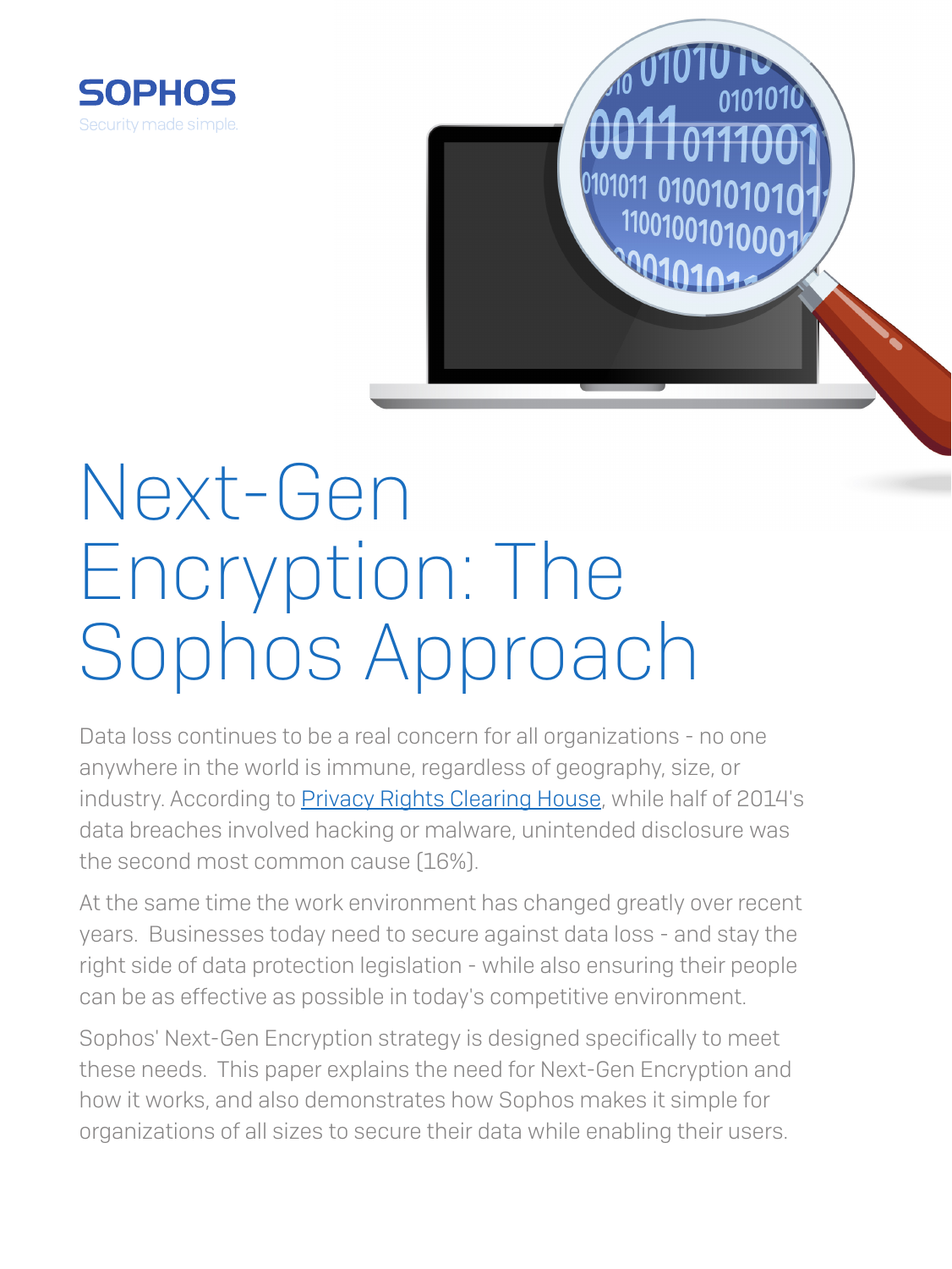SOPHOS

Security made simple.

# Next-Gen Encryption: The Sophos Approach

Data loss continues to be a real concern for all organizations - no one anywhere in the world is immune, regardless of geography, size, or industry. According to Privacy Rights Clearing House, while half of 2014's data breaches involved hacking or malware, unintended disclosure was the second most common cause (16%).

At the same time the work environment has changed greatly over recent years. Businesses today need to secure against data loss - and stay the right side of data protection legislation - while also ensuring their people can be as effective as possible in today's competitive environment.

Sophos' Next-Gen Encryption strategy is designed specifically to meet these needs. This paper explains the need for Next-Gen Encryption and how it works, and also demonstrates how Sophos makes it simple for organizations of all sizes to secure their data while enabling their users.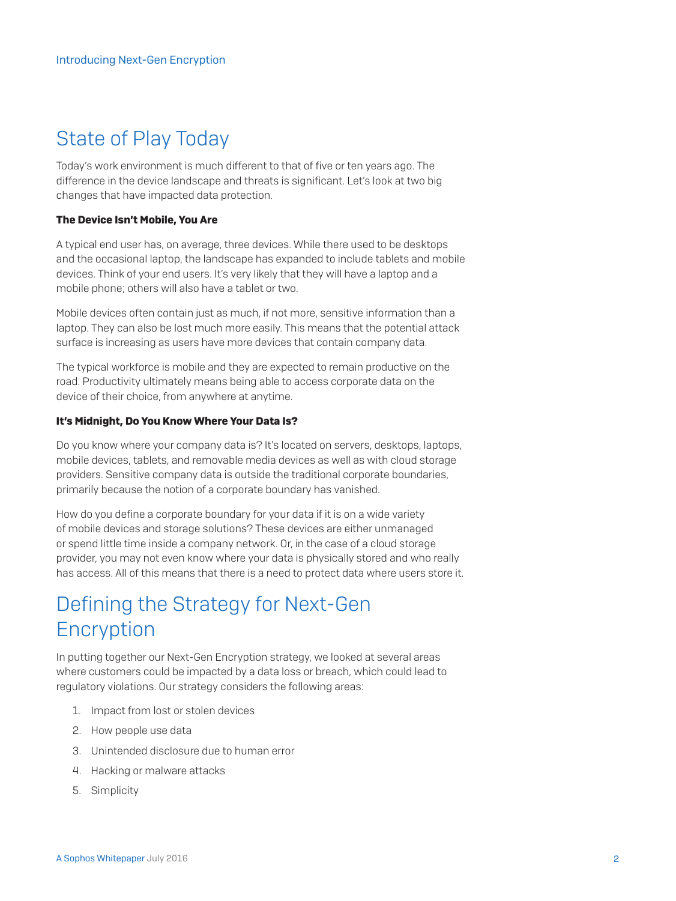## State of Play Today

Today's work environment is much different to that of five or ten years ago. The difference in the device landscape and threats is significant. Let's look at two big changes that have impacted data protection.

**The Device Isn't Mobile, You Are**

A typical end user has, on average, three devices. While there used to be desktops and the occasional laptop, the landscape has expanded to include tablets and mobile devices. Think of your end users. It's very likely that they will have a laptop and a mobile phone; others will also have a tablet or two.

Mobile devices often contain just as much, if not more, sensitive information than a laptop. They can also be lost much more easily. This means that the potential attack surface is increasing as users have more devices that contain company data.

The typical workforce is mobile and they are expected to remain productive on the road. Productivity ultimately means being able to access corporate data on the device of their choice, from anywhere at anytime.

**It's Midnight, Do You Know Where Your Data Is?**

Do you know where your company data is? It's located on servers, desktops, laptops, mobile devices, tablets, and removable media devices as well as with cloud storage providers. Sensitive company data is outside the traditional corporate boundaries, primarily because the notion of a corporate boundary has vanished.

How do you define a corporate boundary for your data if it is on a wide variety of mobile devices and storage solutions? These devices are either unmanaged or spend little time inside a company network. Or, in the case of a cloud storage provider, you may not even know where your data is physically stored and who really has access. All of this means that there is a need to protect data where users store it.

## Defining the Strategy for Next-Gen Encryption

In putting together our Next-Gen Encryption strategy, we looked at several areas where customers could be impacted by a data loss or breach, which could lead to regulatory violations. Our strategy considers the following areas:

1. Impact from lost or stolen devices
2. How people use data
3. Unintended disclosure due to human error
4. Hacking or malware attacks
5. Simplicity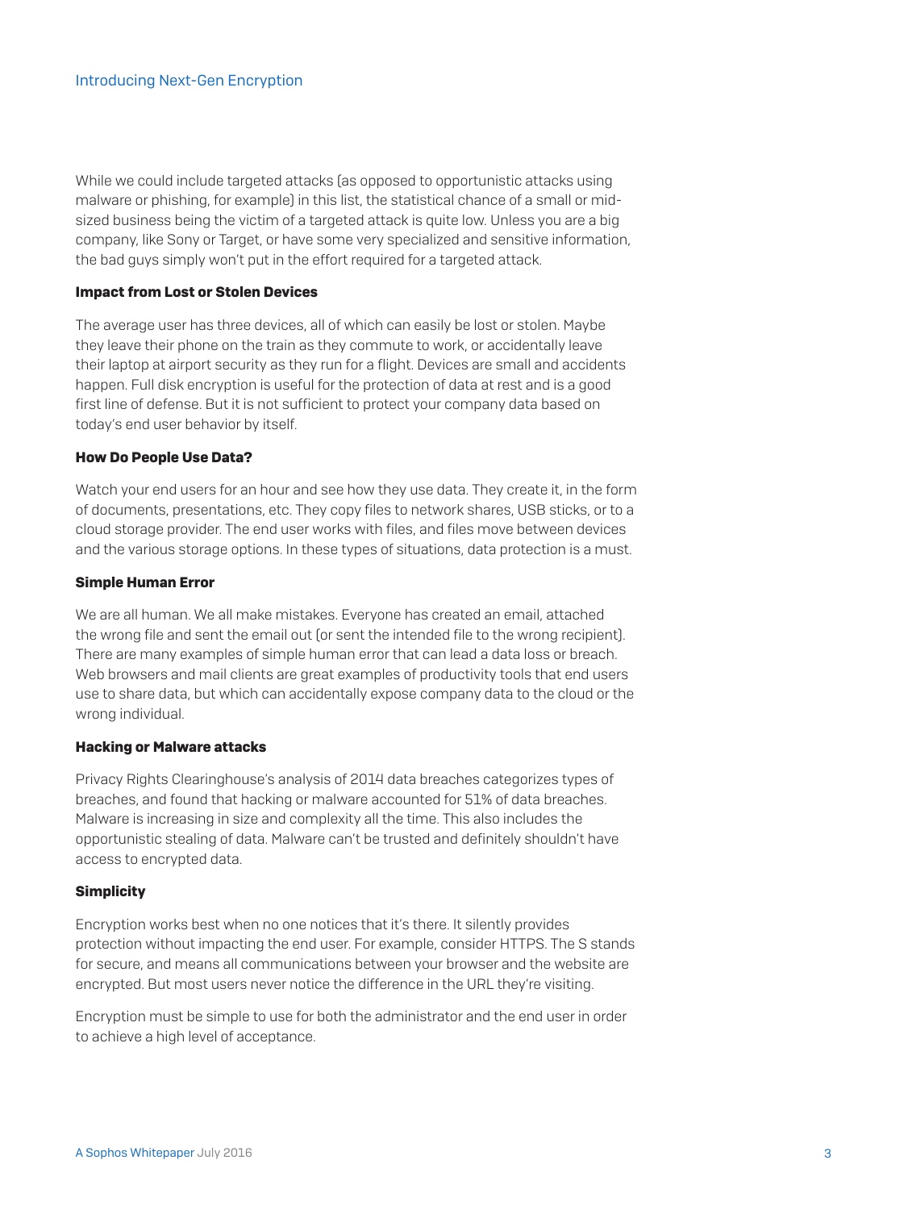While we could include targeted attacks (as opposed to opportunistic attacks using malware or phishing, for example) in this list, the statistical chance of a small or mid-sized business being the victim of a targeted attack is quite low. Unless you are a big company, like Sony or Target, or have some very specialized and sensitive information, the bad guys simply won't put in the effort required for a targeted attack.

**Impact from Lost or Stolen Devices**

The average user has three devices, all of which can easily be lost or stolen. Maybe they leave their phone on the train as they commute to work, or accidentally leave their laptop at airport security as they run for a flight. Devices are small and accidents happen. Full disk encryption is useful for the protection of data at rest and is a good first line of defense. But it is not sufficient to protect your company data based on today's end user behavior by itself.

**How Do People Use Data?**

Watch your end users for an hour and see how they use data. They create it, in the form of documents, presentations, etc. They copy files to network shares, USB sticks, or to a cloud storage provider. The end user works with files, and files move between devices and the various storage options. In these types of situations, data protection is a must.

**Simple Human Error**

We are all human. We all make mistakes. Everyone has created an email, attached the wrong file and sent the email out (or sent the intended file to the wrong recipient). There are many examples of simple human error that can lead a data loss or breach. Web browsers and mail clients are great examples of productivity tools that end users use to share data, but which can accidentally expose company data to the cloud or the wrong individual.

**Hacking or Malware attacks**

Privacy Rights Clearinghouse's analysis of 2014 data breaches categorizes types of breaches, and found that hacking or malware accounted for 51% of data breaches. Malware is increasing in size and complexity all the time. This also includes the opportunistic stealing of data. Malware can't be trusted and definitely shouldn't have access to encrypted data.

**Simplicity**

Encryption works best when no one notices that it's there. It silently provides protection without impacting the end user. For example, consider HTTPS. The S stands for secure, and means all communications between your browser and the website are encrypted. But most users never notice the difference in the URL they're visiting.

Encryption must be simple to use for both the administrator and the end user in order to achieve a high level of acceptance.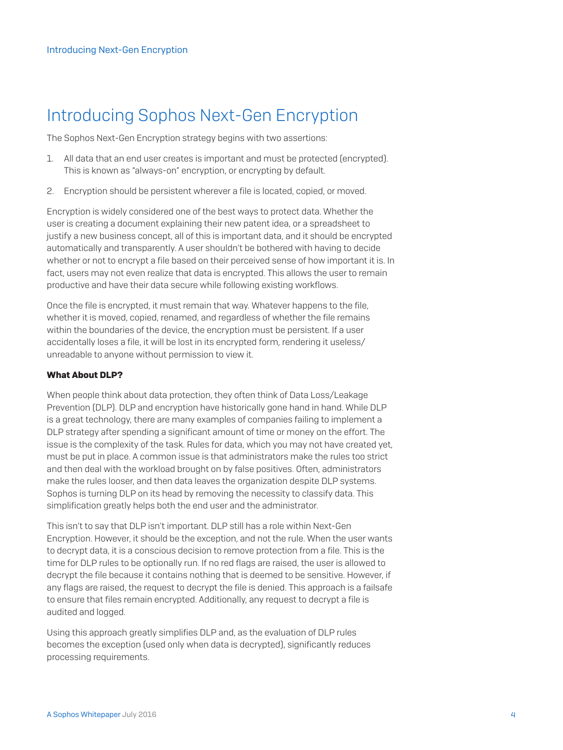# Introducing Sophos Next-Gen Encryption

The Sophos Next-Gen Encryption strategy begins with two assertions:

1. All data that an end user creates is important and must be protected (encrypted). This is known as "always-on" encryption, or encrypting by default.
2. Encryption should be persistent wherever a file is located, copied, or moved.

Encryption is widely considered one of the best ways to protect data. Whether the user is creating a document explaining their new patent idea, or a spreadsheet to justify a new business concept, all of this is important data, and it should be encrypted automatically and transparently. A user shouldn't be bothered with having to decide whether or not to encrypt a file based on their perceived sense of how important it is. In fact, users may not even realize that data is encrypted. This allows the user to remain productive and have their data secure while following existing workflows.

Once the file is encrypted, it must remain that way. Whatever happens to the file, whether it is moved, copied, renamed, and regardless of whether the file remains within the boundaries of the device, the encryption must be persistent. If a user accidentally loses a file, it will be lost in its encrypted form, rendering it useless/unreadable to anyone without permission to view it.

**What About DLP?**

When people think about data protection, they often think of Data Loss/Leakage Prevention (DLP). DLP and encryption have historically gone hand in hand. While DLP is a great technology, there are many examples of companies failing to implement a DLP strategy after spending a significant amount of time or money on the effort. The issue is the complexity of the task. Rules for data, which you may not have created yet, must be put in place. A common issue is that administrators make the rules too strict and then deal with the workload brought on by false positives. Often, administrators make the rules looser, and then data leaves the organization despite DLP systems. Sophos is turning DLP on its head by removing the necessity to classify data. This simplification greatly helps both the end user and the administrator.

This isn't to say that DLP isn't important. DLP still has a role within Next-Gen Encryption. However, it should be the exception, and not the rule. When the user wants to decrypt data, it is a conscious decision to remove protection from a file. This is the time for DLP rules to be optionally run. If no red flags are raised, the user is allowed to decrypt the file because it contains nothing that is deemed to be sensitive. However, if any flags are raised, the request to decrypt the file is denied. This approach is a failsafe to ensure that files remain encrypted. Additionally, any request to decrypt a file is audited and logged.

Using this approach greatly simplifies DLP and, as the evaluation of DLP rules becomes the exception (used only when data is decrypted), significantly reduces processing requirements.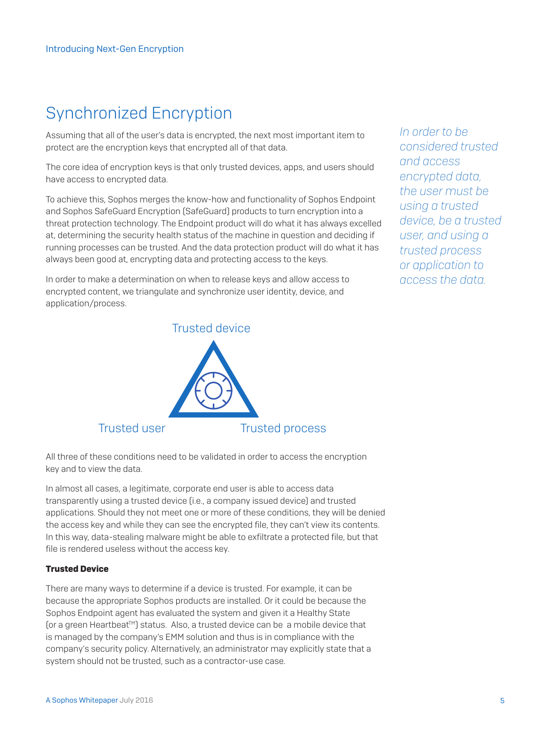## Synchronized Encryption

Assuming that all of the user's data is encrypted, the next most important item to protect are the encryption keys that encrypted all of that data.

The core idea of encryption keys is that only trusted devices, apps, and users should have access to encrypted data.

To achieve this, Sophos merges the know-how and functionality of Sophos Endpoint and Sophos SafeGuard Encryption (SafeGuard) products to turn encryption into a threat protection technology. The Endpoint product will do what it has always excelled at, determining the security health status of the machine in question and deciding if running processes can be trusted. And the data protection product will do what it has always been good at, encrypting data and protecting access to the keys.

In order to make a determination on when to release keys and allow access to encrypted content, we triangulate and synchronize user identity, device, and application/process.

*In order to be considered trusted and access encrypted data, the user must be using a trusted device, be a trusted user, and using a trusted process or application to access the data.*

Trusted device

Trusted user

Trusted process

All three of these conditions need to be validated in order to access the encryption key and to view the data.

In almost all cases, a legitimate, corporate end user is able to access data transparently using a trusted device (i.e., a company issued device) and trusted applications. Should they not meet one or more of these conditions, they will be denied the access key and while they can see the encrypted file, they can't view its contents. In this way, data-stealing malware might be able to exfiltrate a protected file, but that file is rendered useless without the access key.

**Trusted Device**

There are many ways to determine if a device is trusted. For example, it can be because the appropriate Sophos products are installed. Or it could be because the Sophos Endpoint agent has evaluated the system and given it a Healthy State (or a green Heartbeat™) status. Also, a trusted device can be a mobile device that is managed by the company's EMM solution and thus is in compliance with the company's security policy. Alternatively, an administrator may explicitly state that a system should not be trusted, such as a contractor-use case.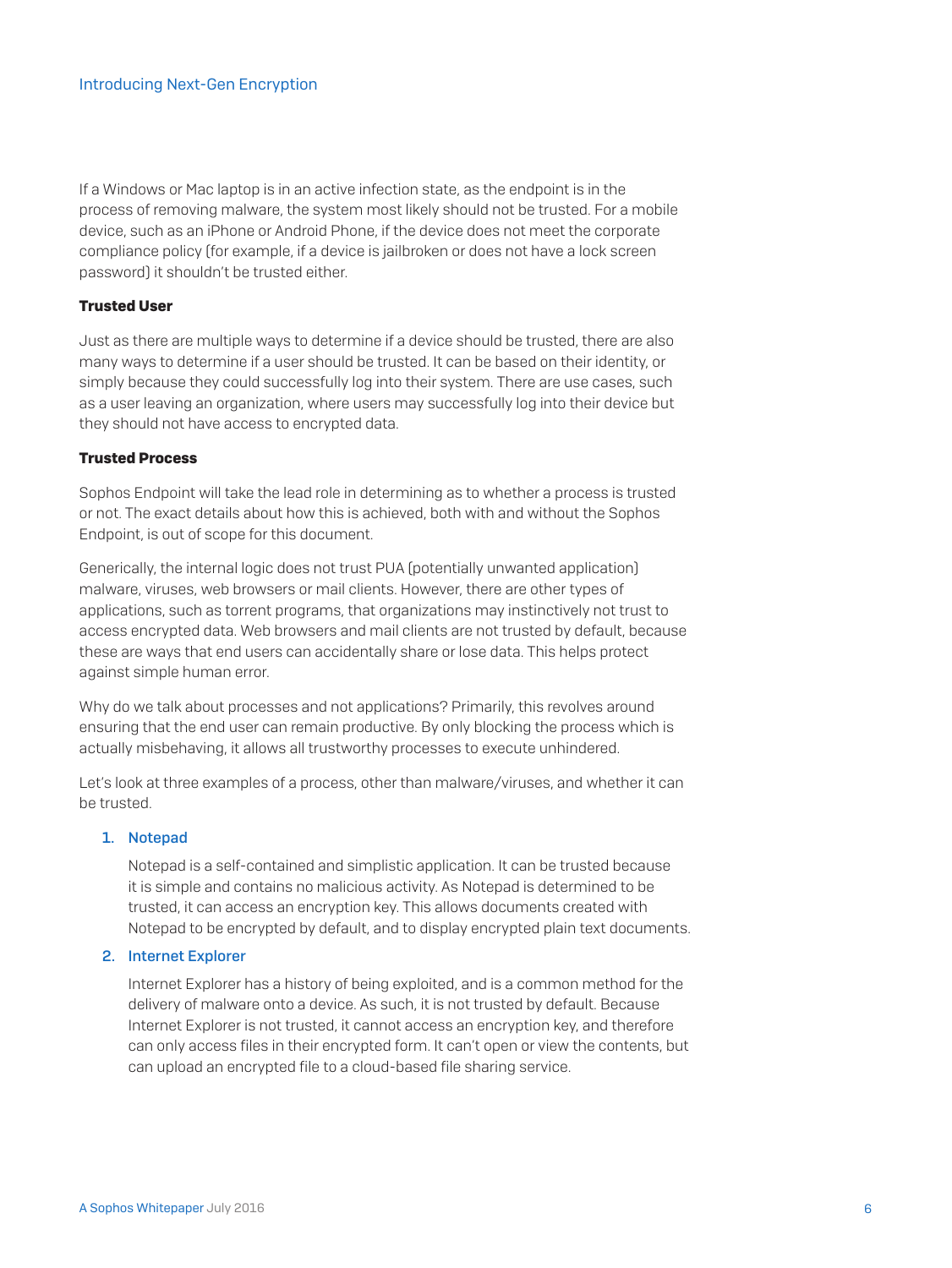If a Windows or Mac laptop is in an active infection state, as the endpoint is in the process of removing malware, the system most likely should not be trusted. For a mobile device, such as an iPhone or Android Phone, if the device does not meet the corporate compliance policy (for example, if a device is jailbroken or does not have a lock screen password) it shouldn't be trusted either.

**Trusted User**

Just as there are multiple ways to determine if a device should be trusted, there are also many ways to determine if a user should be trusted. It can be based on their identity, or simply because they could successfully log into their system. There are use cases, such as a user leaving an organization, where users may successfully log into their device but they should not have access to encrypted data.

**Trusted Process**

Sophos Endpoint will take the lead role in determining as to whether a process is trusted or not. The exact details about how this is achieved, both with and without the Sophos Endpoint, is out of scope for this document.

Generically, the internal logic does not trust PUA (potentially unwanted application) malware, viruses, web browsers or mail clients. However, there are other types of applications, such as torrent programs, that organizations may instinctively not trust to access encrypted data. Web browsers and mail clients are not trusted by default, because these are ways that end users can accidentally share or lose data. This helps protect against simple human error.

Why do we talk about processes and not applications? Primarily, this revolves around ensuring that the end user can remain productive. By only blocking the process which is actually misbehaving, it allows all trustworthy processes to execute unhindered.

Let's look at three examples of a process, other than malware/viruses, and whether it can be trusted.

1. Notepad

   Notepad is a self-contained and simplistic application. It can be trusted because it is simple and contains no malicious activity. As Notepad is determined to be trusted, it can access an encryption key. This allows documents created with Notepad to be encrypted by default, and to display encrypted plain text documents.

2. Internet Explorer

   Internet Explorer has a history of being exploited, and is a common method for the delivery of malware onto a device. As such, it is not trusted by default. Because Internet Explorer is not trusted, it cannot access an encryption key, and therefore can only access files in their encrypted form. It can't open or view the contents, but can upload an encrypted file to a cloud-based file sharing service.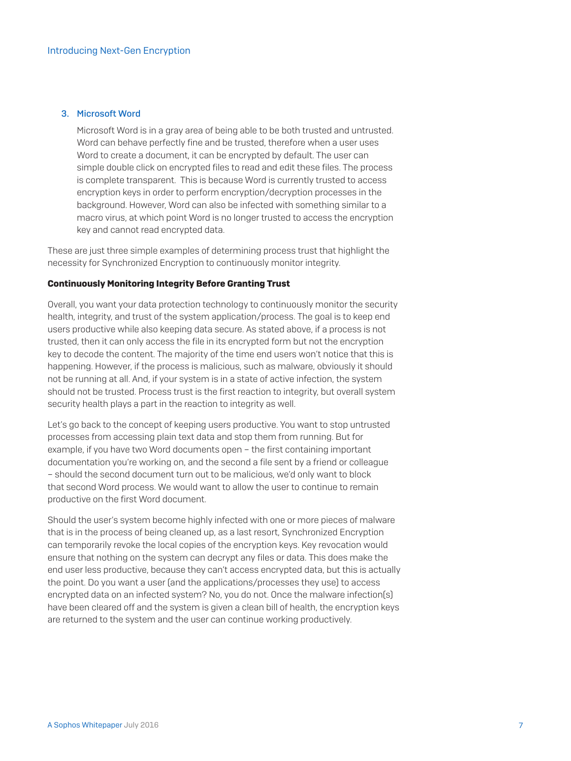3. Microsoft Word

   Microsoft Word is in a gray area of being able to be both trusted and untrusted. Word can behave perfectly fine and be trusted, therefore when a user uses Word to create a document, it can be encrypted by default. The user can simple double click on encrypted files to read and edit these files. The process is complete transparent.  This is because Word is currently trusted to access encryption keys in order to perform encryption/decryption processes in the background. However, Word can also be infected with something similar to a macro virus, at which point Word is no longer trusted to access the encryption key and cannot read encrypted data.

These are just three simple examples of determining process trust that highlight the necessity for Synchronized Encryption to continuously monitor integrity.

**Continuously Monitoring Integrity Before Granting Trust**

Overall, you want your data protection technology to continuously monitor the security health, integrity, and trust of the system application/process. The goal is to keep end users productive while also keeping data secure. As stated above, if a process is not trusted, then it can only access the file in its encrypted form but not the encryption key to decode the content. The majority of the time end users won't notice that this is happening. However, if the process is malicious, such as malware, obviously it should not be running at all. And, if your system is in a state of active infection, the system should not be trusted. Process trust is the first reaction to integrity, but overall system security health plays a part in the reaction to integrity as well.

Let's go back to the concept of keeping users productive. You want to stop untrusted processes from accessing plain text data and stop them from running. But for example, if you have two Word documents open – the first containing important documentation you're working on, and the second a file sent by a friend or colleague – should the second document turn out to be malicious, we'd only want to block that second Word process. We would want to allow the user to continue to remain productive on the first Word document.

Should the user's system become highly infected with one or more pieces of malware that is in the process of being cleaned up, as a last resort, Synchronized Encryption can temporarily revoke the local copies of the encryption keys. Key revocation would ensure that nothing on the system can decrypt any files or data. This does make the end user less productive, because they can't access encrypted data, but this is actually the point. Do you want a user (and the applications/processes they use) to access encrypted data on an infected system? No, you do not. Once the malware infection(s) have been cleared off and the system is given a clean bill of health, the encryption keys are returned to the system and the user can continue working productively.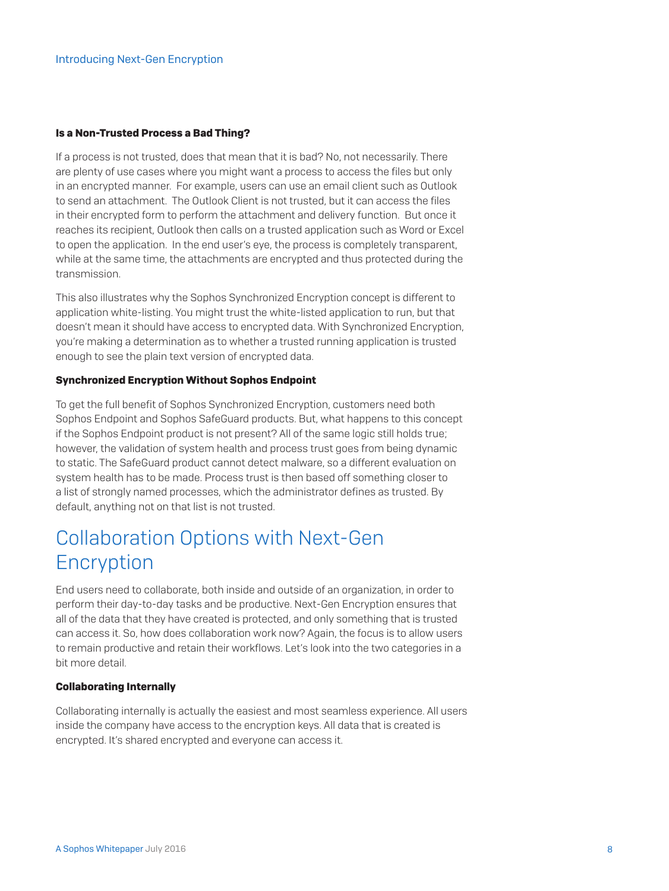### Is a Non-Trusted Process a Bad Thing?

If a process is not trusted, does that mean that it is bad? No, not necessarily. There are plenty of use cases where you might want a process to access the files but only in an encrypted manner. For example, users can use an email client such as Outlook to send an attachment. The Outlook Client is not trusted, but it can access the files in their encrypted form to perform the attachment and delivery function. But once it reaches its recipient, Outlook then calls on a trusted application such as Word or Excel to open the application. In the end user's eye, the process is completely transparent, while at the same time, the attachments are encrypted and thus protected during the transmission.

This also illustrates why the Sophos Synchronized Encryption concept is different to application white-listing. You might trust the white-listed application to run, but that doesn't mean it should have access to encrypted data. With Synchronized Encryption, you're making a determination as to whether a trusted running application is trusted enough to see the plain text version of encrypted data.

### Synchronized Encryption Without Sophos Endpoint

To get the full benefit of Sophos Synchronized Encryption, customers need both Sophos Endpoint and Sophos SafeGuard products. But, what happens to this concept if the Sophos Endpoint product is not present? All of the same logic still holds true; however, the validation of system health and process trust goes from being dynamic to static. The SafeGuard product cannot detect malware, so a different evaluation on system health has to be made. Process trust is then based off something closer to a list of strongly named processes, which the administrator defines as trusted. By default, anything not on that list is not trusted.

## Collaboration Options with Next-Gen Encryption

End users need to collaborate, both inside and outside of an organization, in order to perform their day-to-day tasks and be productive. Next-Gen Encryption ensures that all of the data that they have created is protected, and only something that is trusted can access it. So, how does collaboration work now? Again, the focus is to allow users to remain productive and retain their workflows. Let's look into the two categories in a bit more detail.

### Collaborating Internally

Collaborating internally is actually the easiest and most seamless experience. All users inside the company have access to the encryption keys. All data that is created is encrypted. It's shared encrypted and everyone can access it.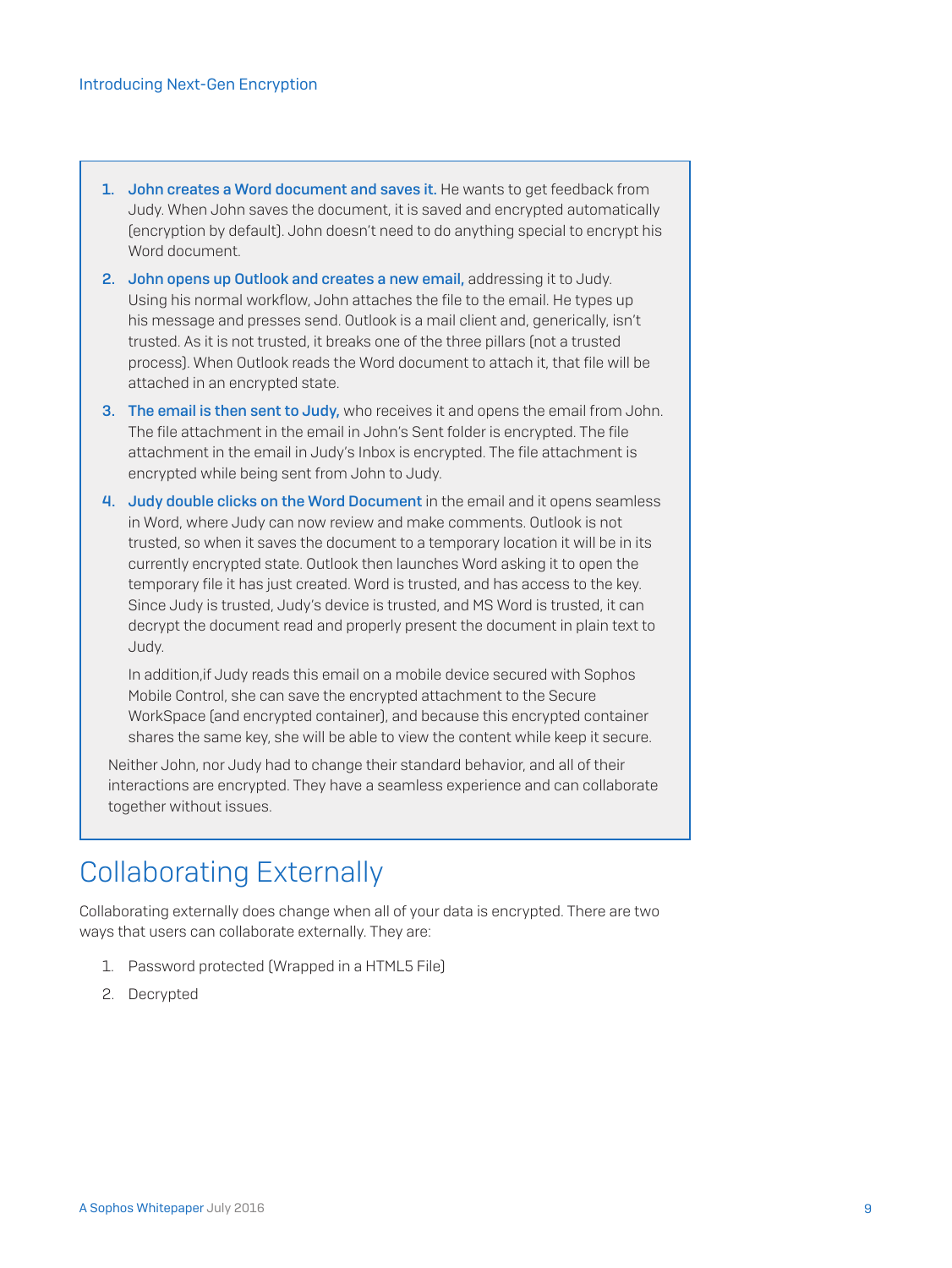1. **John creates a Word document and saves it.** He wants to get feedback from Judy. When John saves the document, it is saved and encrypted automatically (encryption by default). John doesn't need to do anything special to encrypt his Word document.
2. **John opens up Outlook and creates a new email,** addressing it to Judy. Using his normal workflow, John attaches the file to the email. He types up his message and presses send. Outlook is a mail client and, generically, isn't trusted. As it is not trusted, it breaks one of the three pillars (not a trusted process). When Outlook reads the Word document to attach it, that file will be attached in an encrypted state.
3. **The email is then sent to Judy,** who receives it and opens the email from John. The file attachment in the email in John's Sent folder is encrypted. The file attachment in the email in Judy's Inbox is encrypted. The file attachment is encrypted while being sent from John to Judy.
4. **Judy double clicks on the Word Document** in the email and it opens seamless in Word, where Judy can now review and make comments. Outlook is not trusted, so when it saves the document to a temporary location it will be in its currently encrypted state. Outlook then launches Word asking it to open the temporary file it has just created. Word is trusted, and has access to the key. Since Judy is trusted, Judy's device is trusted, and MS Word is trusted, it can decrypt the document read and properly present the document in plain text to Judy.

   In addition,if Judy reads this email on a mobile device secured with Sophos Mobile Control, she can save the encrypted attachment to the Secure WorkSpace (and encrypted container), and because this encrypted container shares the same key, she will be able to view the content while keep it secure.

Neither John, nor Judy had to change their standard behavior, and all of their interactions are encrypted. They have a seamless experience and can collaborate together without issues.

# Collaborating Externally

Collaborating externally does change when all of your data is encrypted. There are two ways that users can collaborate externally. They are:

1. Password protected (Wrapped in a HTML5 File)
2. Decrypted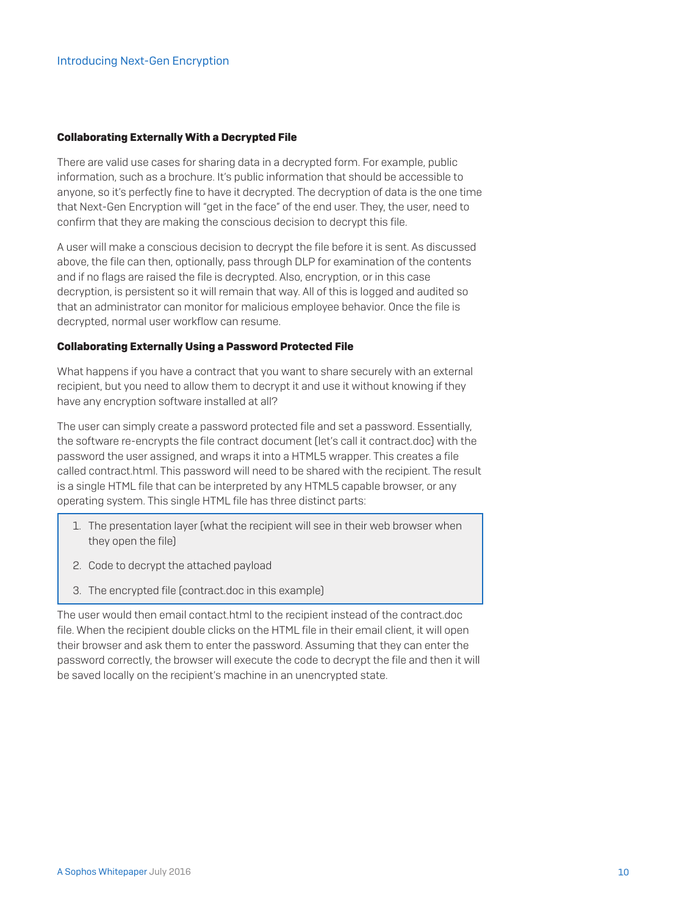### Collaborating Externally With a Decrypted File

There are valid use cases for sharing data in a decrypted form. For example, public information, such as a brochure. It's public information that should be accessible to anyone, so it's perfectly fine to have it decrypted. The decryption of data is the one time that Next-Gen Encryption will "get in the face" of the end user. They, the user, need to confirm that they are making the conscious decision to decrypt this file.

A user will make a conscious decision to decrypt the file before it is sent. As discussed above, the file can then, optionally, pass through DLP for examination of the contents and if no flags are raised the file is decrypted. Also, encryption, or in this case decryption, is persistent so it will remain that way. All of this is logged and audited so that an administrator can monitor for malicious employee behavior. Once the file is decrypted, normal user workflow can resume.

### Collaborating Externally Using a Password Protected File

What happens if you have a contract that you want to share securely with an external recipient, but you need to allow them to decrypt it and use it without knowing if they have any encryption software installed at all?

The user can simply create a password protected file and set a password. Essentially, the software re-encrypts the file contract document (let's call it contract.doc) with the password the user assigned, and wraps it into a HTML5 wrapper. This creates a file called contract.html. This password will need to be shared with the recipient. The result is a single HTML file that can be interpreted by any HTML5 capable browser, or any operating system. This single HTML file has three distinct parts:

1. The presentation layer (what the recipient will see in their web browser when they open the file)
2. Code to decrypt the attached payload
3. The encrypted file (contract.doc in this example)

The user would then email contact.html to the recipient instead of the contract.doc file. When the recipient double clicks on the HTML file in their email client, it will open their browser and ask them to enter the password. Assuming that they can enter the password correctly, the browser will execute the code to decrypt the file and then it will be saved locally on the recipient's machine in an unencrypted state.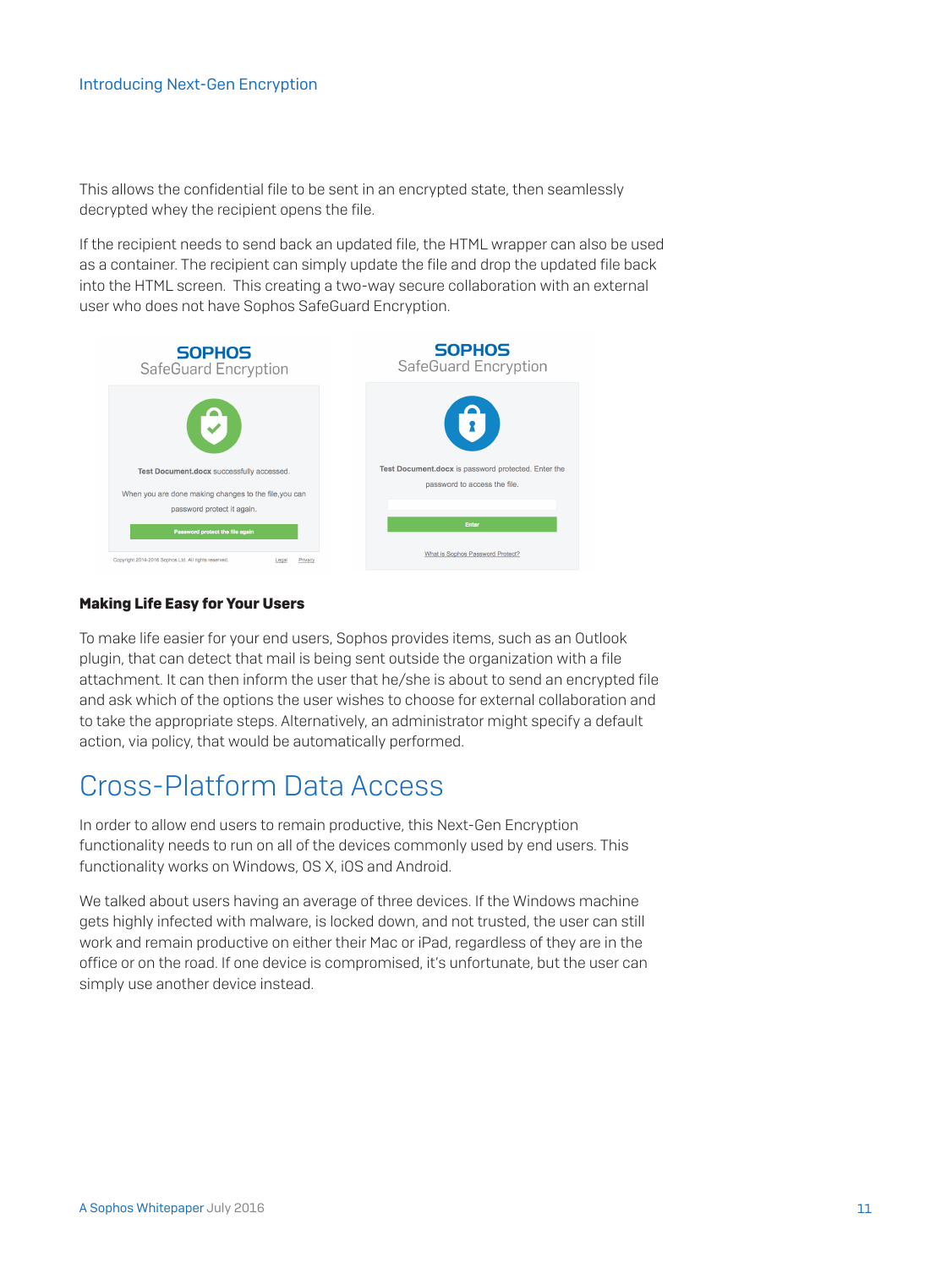This allows the confidential file to be sent in an encrypted state, then seamlessly decrypted whey the recipient opens the file.

If the recipient needs to send back an updated file, the HTML wrapper can also be used as a container. The recipient can simply update the file and drop the updated file back into the HTML screen. This creating a two-way secure collaboration with an external user who does not have Sophos SafeGuard Encryption.

**Making Life Easy for Your Users**

To make life easier for your end users, Sophos provides items, such as an Outlook plugin, that can detect that mail is being sent outside the organization with a file attachment. It can then inform the user that he/she is about to send an encrypted file and ask which of the options the user wishes to choose for external collaboration and to take the appropriate steps. Alternatively, an administrator might specify a default action, via policy, that would be automatically performed.

## Cross-Platform Data Access

In order to allow end users to remain productive, this Next-Gen Encryption functionality needs to run on all of the devices commonly used by end users. This functionality works on Windows, OS X, iOS and Android.

We talked about users having an average of three devices. If the Windows machine gets highly infected with malware, is locked down, and not trusted, the user can still work and remain productive on either their Mac or iPad, regardless of they are in the office or on the road. If one device is compromised, it's unfortunate, but the user can simply use another device instead.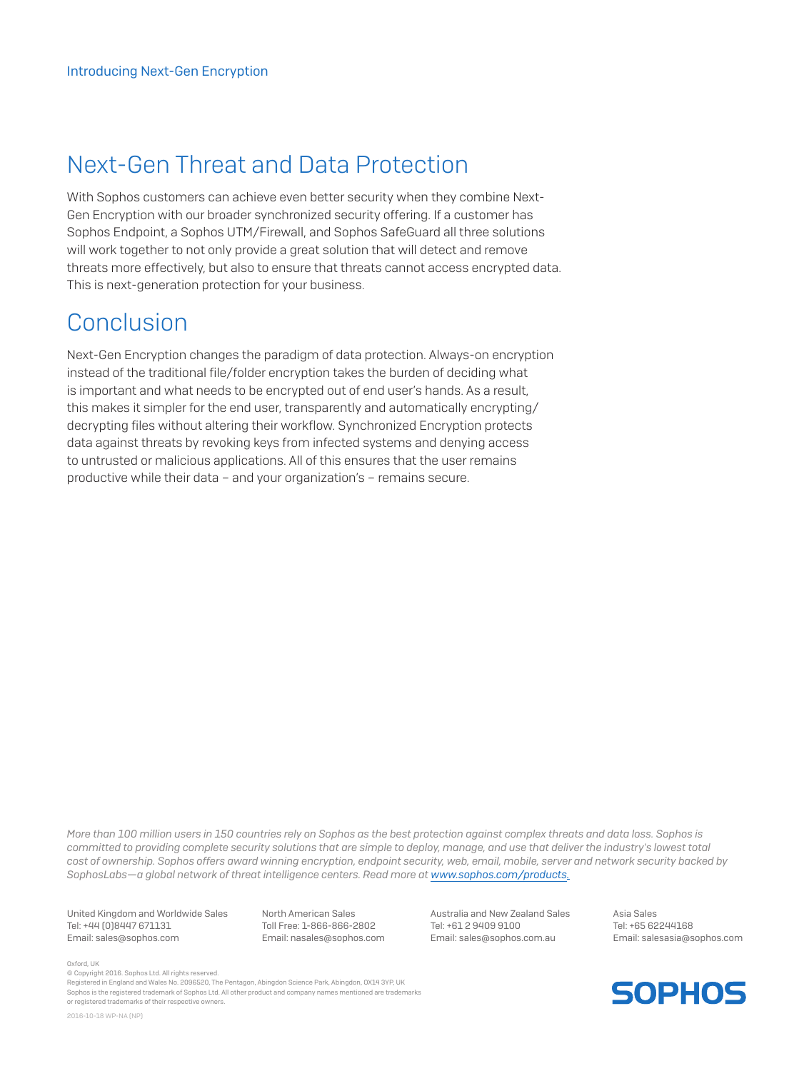## Next-Gen Threat and Data Protection

With Sophos customers can achieve even better security when they combine Next-Gen Encryption with our broader synchronized security offering. If a customer has Sophos Endpoint, a Sophos UTM/Firewall, and Sophos SafeGuard all three solutions will work together to not only provide a great solution that will detect and remove threats more effectively, but also to ensure that threats cannot access encrypted data. This is next-generation protection for your business.

## Conclusion

Next-Gen Encryption changes the paradigm of data protection. Always-on encryption instead of the traditional file/folder encryption takes the burden of deciding what is important and what needs to be encrypted out of end user's hands. As a result, this makes it simpler for the end user, transparently and automatically encrypting/decrypting files without altering their workflow. Synchronized Encryption protects data against threats by revoking keys from infected systems and denying access to untrusted or malicious applications. All of this ensures that the user remains productive while their data – and your organization's – remains secure.

*More than 100 million users in 150 countries rely on Sophos as the best protection against complex threats and data loss. Sophos is committed to providing complete security solutions that are simple to deploy, manage, and use that deliver the industry's lowest total cost of ownership. Sophos offers award winning encryption, endpoint security, web, email, mobile, server and network security backed by SophosLabs—a global network of threat intelligence centers. Read more at www.sophos.com/products.*

United Kingdom and Worldwide Sales
Tel: +44 (0)8447 671131
Email: sales@sophos.com

North American Sales
Toll Free: 1-866-866-2802
Email: nasales@sophos.com

Australia and New Zealand Sales
Tel: +61 2 9409 9100
Email: sales@sophos.com.au

Asia Sales
Tel: +65 62244168
Email: salesasia@sophos.com

Oxford, UK
© Copyright 2016. Sophos Ltd. All rights reserved.
Registered in England and Wales No. 2096520, The Pentagon, Abingdon Science Park, Abingdon, OX14 3YP, UK
Sophos is the registered trademark of Sophos Ltd. All other product and company names mentioned are trademarks or registered trademarks of their respective owners.

SOPHOS

2016-10-18 WP-NA (NP)